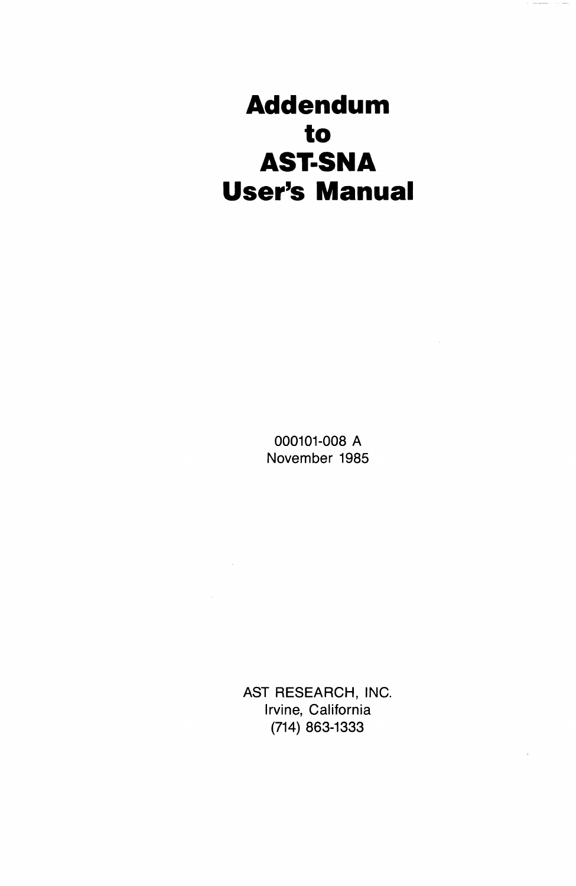# Addendum to AST-SNA User's Manual

000101-008 A
November 1985

AST RESEARCH, INC.
Irvine, California
(714) 863-1333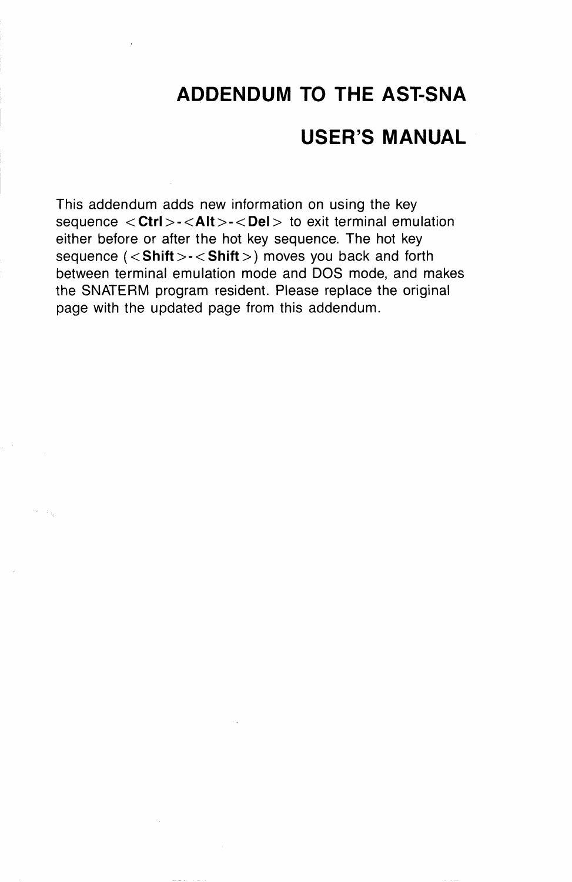# ADDENDUM TO THE AST-SNA USER'S MANUAL

This addendum adds new information on using the key sequence <**Ctrl**>-<**Alt**>-<**Del**> to exit terminal emulation either before or after the hot key sequence. The hot key sequence (<**Shift**>-<**Shift**>) moves you back and forth between terminal emulation mode and DOS mode, and makes the SNATERM program resident. Please replace the original page with the updated page from this addendum.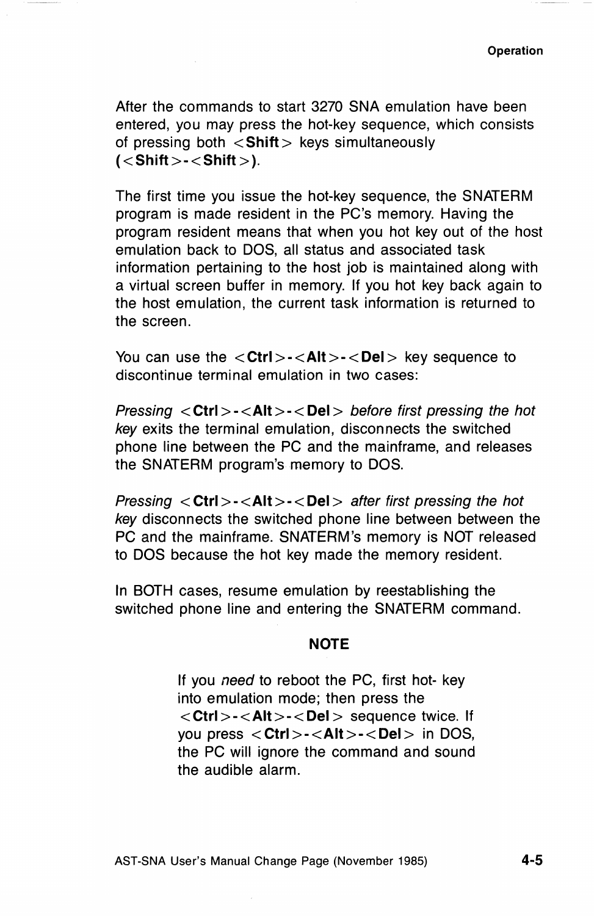After the commands to start 3270 SNA emulation have been entered, you may press the hot-key sequence, which consists of pressing both <**Shift**> keys simultaneously (<**Shift**>-<**Shift**>).

The first time you issue the hot-key sequence, the SNATERM program is made resident in the PC's memory. Having the program resident means that when you hot key out of the host emulation back to DOS, all status and associated task information pertaining to the host job is maintained along with a virtual screen buffer in memory. If you hot key back again to the host emulation, the current task information is returned to the screen.

You can use the <**Ctrl**>-<**Alt**>-<**Del**> key sequence to discontinue terminal emulation in two cases:

*Pressing* <**Ctrl**>-<**Alt**>-<**Del**> *before first pressing the hot key* exits the terminal emulation, disconnects the switched phone line between the PC and the mainframe, and releases the SNATERM program's memory to DOS.

*Pressing* <**Ctrl**>-<**Alt**>-<**Del**> *after first pressing the hot key* disconnects the switched phone line between between the PC and the mainframe. SNATERM's memory is NOT released to DOS because the hot key made the memory resident.

In BOTH cases, resume emulation by reestablishing the switched phone line and entering the SNATERM command.

**NOTE**

> If you *need* to reboot the PC, first hot- key into emulation mode; then press the <**Ctrl**>-<**Alt**>-<**Del**> sequence twice. If you press <**Ctrl**>-<**Alt**>-<**Del**> in DOS, the PC will ignore the command and sound the audible alarm.

AST-SNA User's Manual Change Page (November 1985)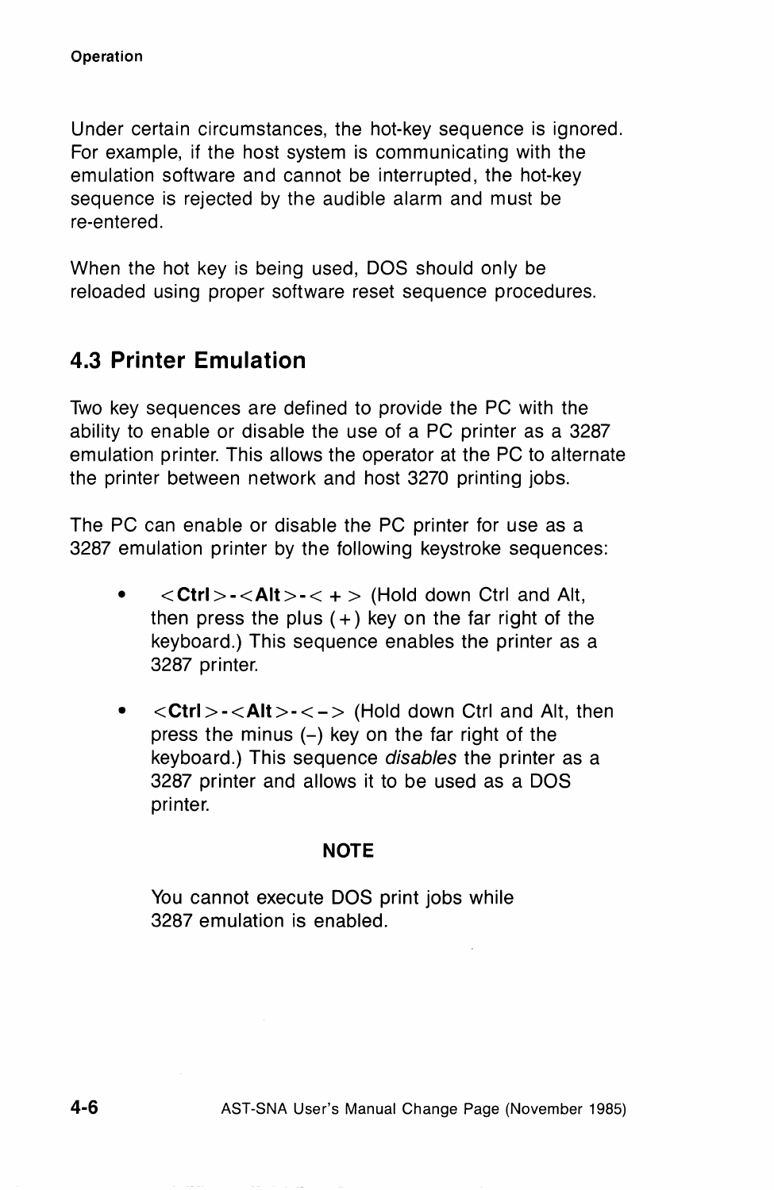Under certain circumstances, the hot-key sequence is ignored. For example, if the host system is communicating with the emulation software and cannot be interrupted, the hot-key sequence is rejected by the audible alarm and must be re-entered.

When the hot key is being used, DOS should only be reloaded using proper software reset sequence procedures.

## 4.3 Printer Emulation

Two key sequences are defined to provide the PC with the ability to enable or disable the use of a PC printer as a 3287 emulation printer. This allows the operator at the PC to alternate the printer between network and host 3270 printing jobs.

The PC can enable or disable the PC printer for use as a 3287 emulation printer by the following keystroke sequences:

- <**Ctrl**>-<**Alt**>-< + > (Hold down Ctrl and Alt, then press the plus (+) key on the far right of the keyboard.) This sequence enables the printer as a 3287 printer.

- <**Ctrl**>-<**Alt**>-<–> (Hold down Ctrl and Alt, then press the minus (–) key on the far right of the keyboard.) This sequence *disables* the printer as a 3287 printer and allows it to be used as a DOS printer.

**NOTE**

You cannot execute DOS print jobs while 3287 emulation is enabled.